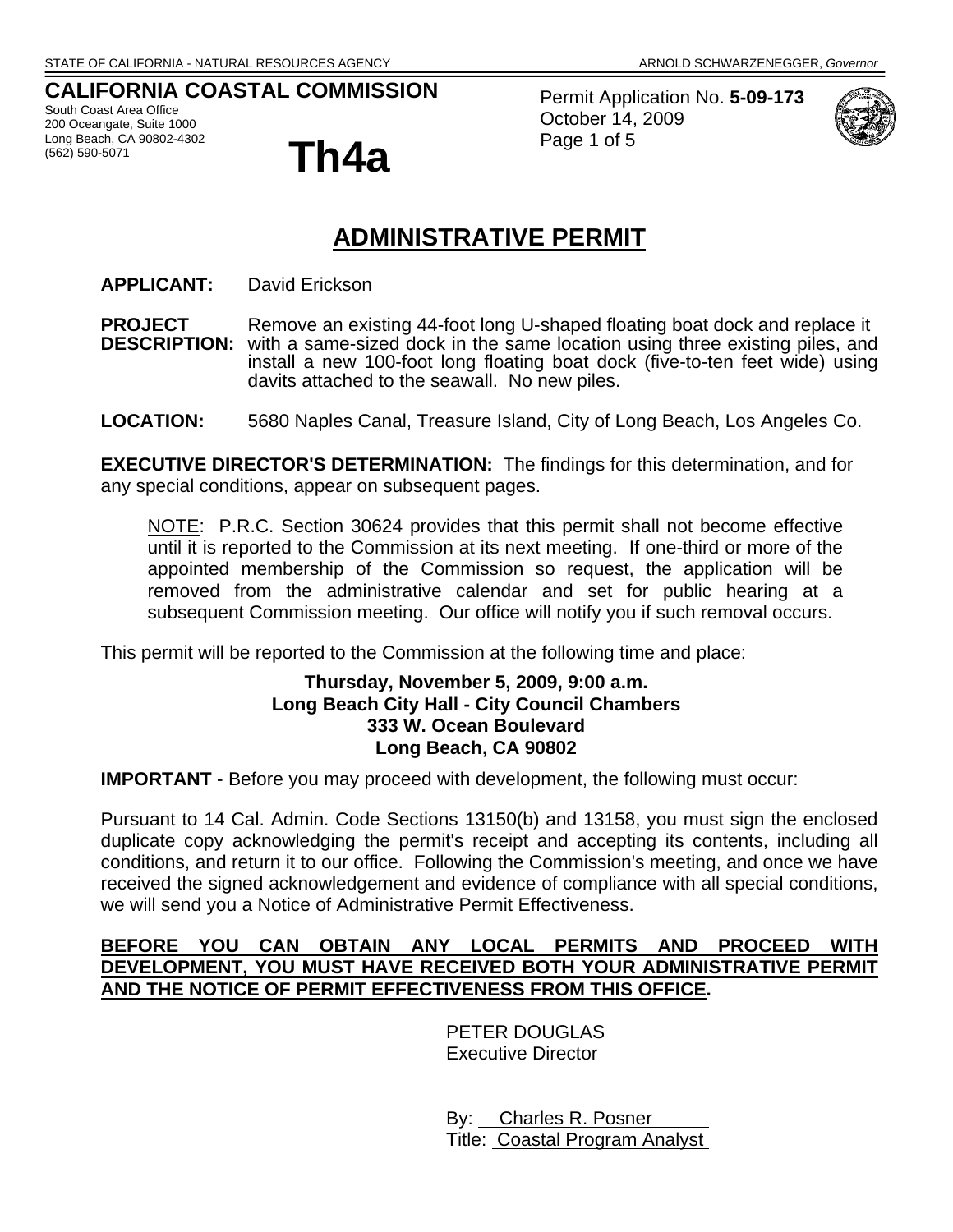STATE OF CALIFORNIA - NATURAL RESOURCES AGENCY ARNOLD SCHWARZENEGGER, *Governor*

**CALIFORNIA COASTAL COMMISSION**
South Coast Area Office
200 Oceangate, Suite 1000
Long Beach, CA 90802-4302
(562) 590-5071

# Th4a

Permit Application No. **5-09-173**
October 14, 2009

## ADMINISTRATIVE PERMIT

**APPLICANT:** David Erickson

**PROJECT DESCRIPTION:** Remove an existing 44-foot long U-shaped floating boat dock and replace it with a same-sized dock in the same location using three existing piles, and install a new 100-foot long floating boat dock (five-to-ten feet wide) using davits attached to the seawall. No new piles.

**LOCATION:** 5680 Naples Canal, Treasure Island, City of Long Beach, Los Angeles Co.

**EXECUTIVE DIRECTOR'S DETERMINATION:** The findings for this determination, and for any special conditions, appear on subsequent pages.

> NOTE: P.R.C. Section 30624 provides that this permit shall not become effective until it is reported to the Commission at its next meeting. If one-third or more of the appointed membership of the Commission so request, the application will be removed from the administrative calendar and set for public hearing at a subsequent Commission meeting. Our office will notify you if such removal occurs.

This permit will be reported to the Commission at the following time and place:

**Thursday, November 5, 2009, 9:00 a.m.**
**Long Beach City Hall - City Council Chambers**
**333 W. Ocean Boulevard**
**Long Beach, CA 90802**

**IMPORTANT** - Before you may proceed with development, the following must occur:

Pursuant to 14 Cal. Admin. Code Sections 13150(b) and 13158, you must sign the enclosed duplicate copy acknowledging the permit's receipt and accepting its contents, including all conditions, and return it to our office. Following the Commission's meeting, and once we have received the signed acknowledgement and evidence of compliance with all special conditions, we will send you a Notice of Administrative Permit Effectiveness.

**BEFORE YOU CAN OBTAIN ANY LOCAL PERMITS AND PROCEED WITH DEVELOPMENT, YOU MUST HAVE RECEIVED BOTH YOUR ADMINISTRATIVE PERMIT AND THE NOTICE OF PERMIT EFFECTIVENESS FROM THIS OFFICE.**

PETER DOUGLAS
Executive Director

By: Charles R. Posner
Title: Coastal Program Analyst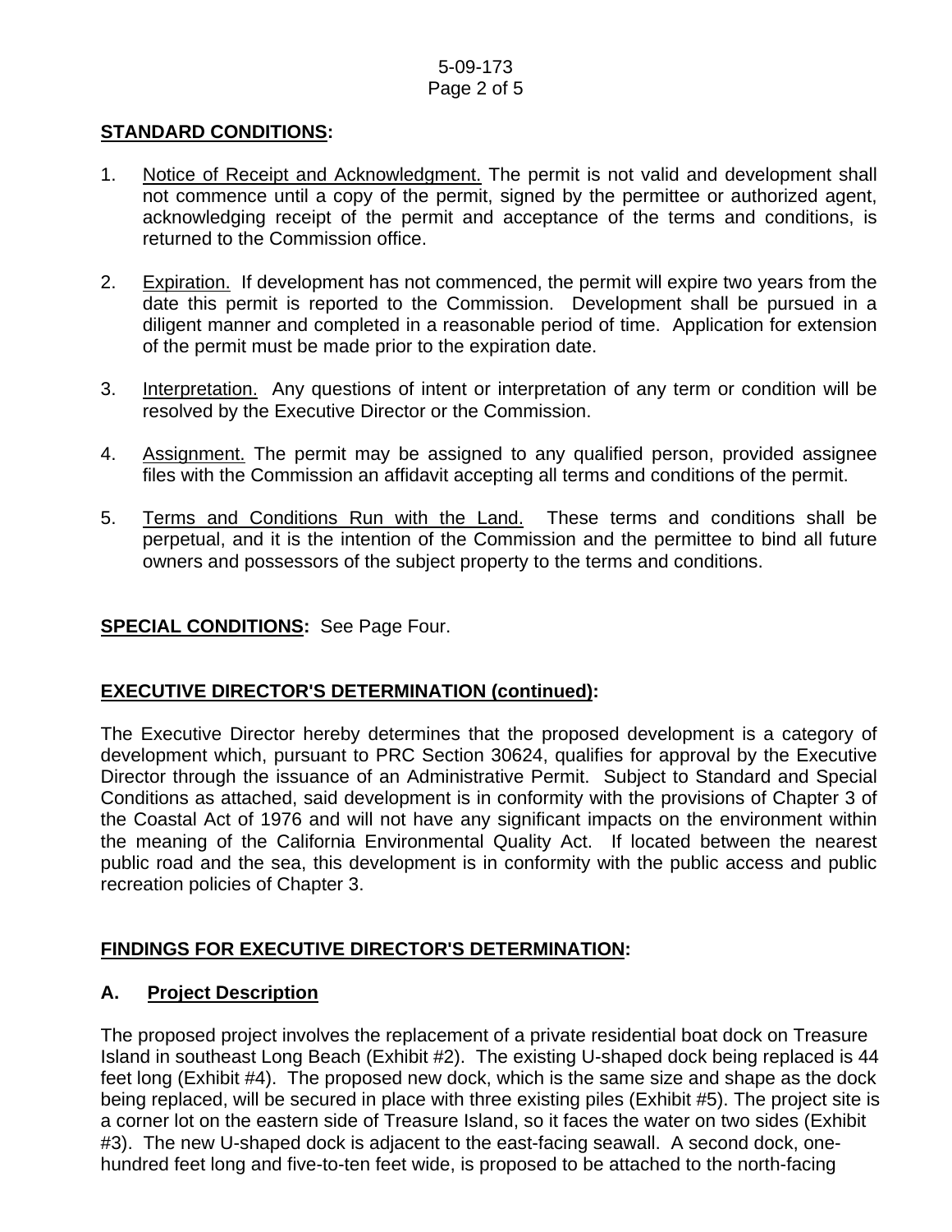## STANDARD CONDITIONS:

1. Notice of Receipt and Acknowledgment. The permit is not valid and development shall not commence until a copy of the permit, signed by the permittee or authorized agent, acknowledging receipt of the permit and acceptance of the terms and conditions, is returned to the Commission office.

2. Expiration. If development has not commenced, the permit will expire two years from the date this permit is reported to the Commission. Development shall be pursued in a diligent manner and completed in a reasonable period of time. Application for extension of the permit must be made prior to the expiration date.

3. Interpretation. Any questions of intent or interpretation of any term or condition will be resolved by the Executive Director or the Commission.

4. Assignment. The permit may be assigned to any qualified person, provided assignee files with the Commission an affidavit accepting all terms and conditions of the permit.

5. Terms and Conditions Run with the Land. These terms and conditions shall be perpetual, and it is the intention of the Commission and the permittee to bind all future owners and possessors of the subject property to the terms and conditions.

**SPECIAL CONDITIONS:** See Page Four.

## EXECUTIVE DIRECTOR'S DETERMINATION (continued):

The Executive Director hereby determines that the proposed development is a category of development which, pursuant to PRC Section 30624, qualifies for approval by the Executive Director through the issuance of an Administrative Permit. Subject to Standard and Special Conditions as attached, said development is in conformity with the provisions of Chapter 3 of the Coastal Act of 1976 and will not have any significant impacts on the environment within the meaning of the California Environmental Quality Act. If located between the nearest public road and the sea, this development is in conformity with the public access and public recreation policies of Chapter 3.

## FINDINGS FOR EXECUTIVE DIRECTOR'S DETERMINATION:

### A. Project Description

The proposed project involves the replacement of a private residential boat dock on Treasure Island in southeast Long Beach (Exhibit #2). The existing U-shaped dock being replaced is 44 feet long (Exhibit #4). The proposed new dock, which is the same size and shape as the dock being replaced, will be secured in place with three existing piles (Exhibit #5). The project site is a corner lot on the eastern side of Treasure Island, so it faces the water on two sides (Exhibit #3). The new U-shaped dock is adjacent to the east-facing seawall. A second dock, one-hundred feet long and five-to-ten feet wide, is proposed to be attached to the north-facing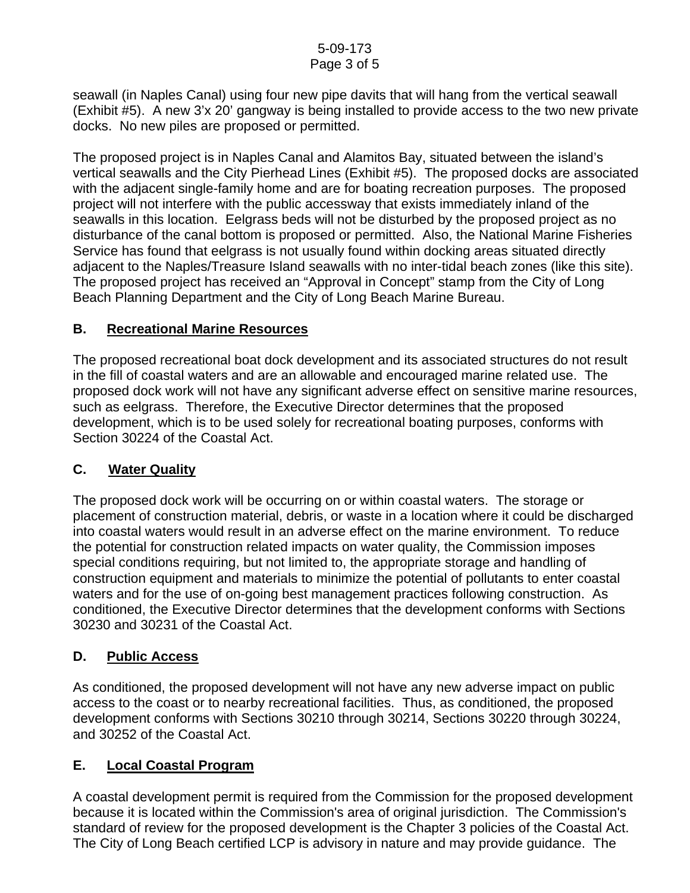seawall (in Naples Canal) using four new pipe davits that will hang from the vertical seawall (Exhibit #5). A new 3'x 20' gangway is being installed to provide access to the two new private docks. No new piles are proposed or permitted.

The proposed project is in Naples Canal and Alamitos Bay, situated between the island's vertical seawalls and the City Pierhead Lines (Exhibit #5). The proposed docks are associated with the adjacent single-family home and are for boating recreation purposes. The proposed project will not interfere with the public accessway that exists immediately inland of the seawalls in this location. Eelgrass beds will not be disturbed by the proposed project as no disturbance of the canal bottom is proposed or permitted. Also, the National Marine Fisheries Service has found that eelgrass is not usually found within docking areas situated directly adjacent to the Naples/Treasure Island seawalls with no inter-tidal beach zones (like this site). The proposed project has received an "Approval in Concept" stamp from the City of Long Beach Planning Department and the City of Long Beach Marine Bureau.

## B. Recreational Marine Resources

The proposed recreational boat dock development and its associated structures do not result in the fill of coastal waters and are an allowable and encouraged marine related use. The proposed dock work will not have any significant adverse effect on sensitive marine resources, such as eelgrass. Therefore, the Executive Director determines that the proposed development, which is to be used solely for recreational boating purposes, conforms with Section 30224 of the Coastal Act.

## C. Water Quality

The proposed dock work will be occurring on or within coastal waters. The storage or placement of construction material, debris, or waste in a location where it could be discharged into coastal waters would result in an adverse effect on the marine environment. To reduce the potential for construction related impacts on water quality, the Commission imposes special conditions requiring, but not limited to, the appropriate storage and handling of construction equipment and materials to minimize the potential of pollutants to enter coastal waters and for the use of on-going best management practices following construction. As conditioned, the Executive Director determines that the development conforms with Sections 30230 and 30231 of the Coastal Act.

## D. Public Access

As conditioned, the proposed development will not have any new adverse impact on public access to the coast or to nearby recreational facilities. Thus, as conditioned, the proposed development conforms with Sections 30210 through 30214, Sections 30220 through 30224, and 30252 of the Coastal Act.

## E. Local Coastal Program

A coastal development permit is required from the Commission for the proposed development because it is located within the Commission's area of original jurisdiction. The Commission's standard of review for the proposed development is the Chapter 3 policies of the Coastal Act. The City of Long Beach certified LCP is advisory in nature and may provide guidance. The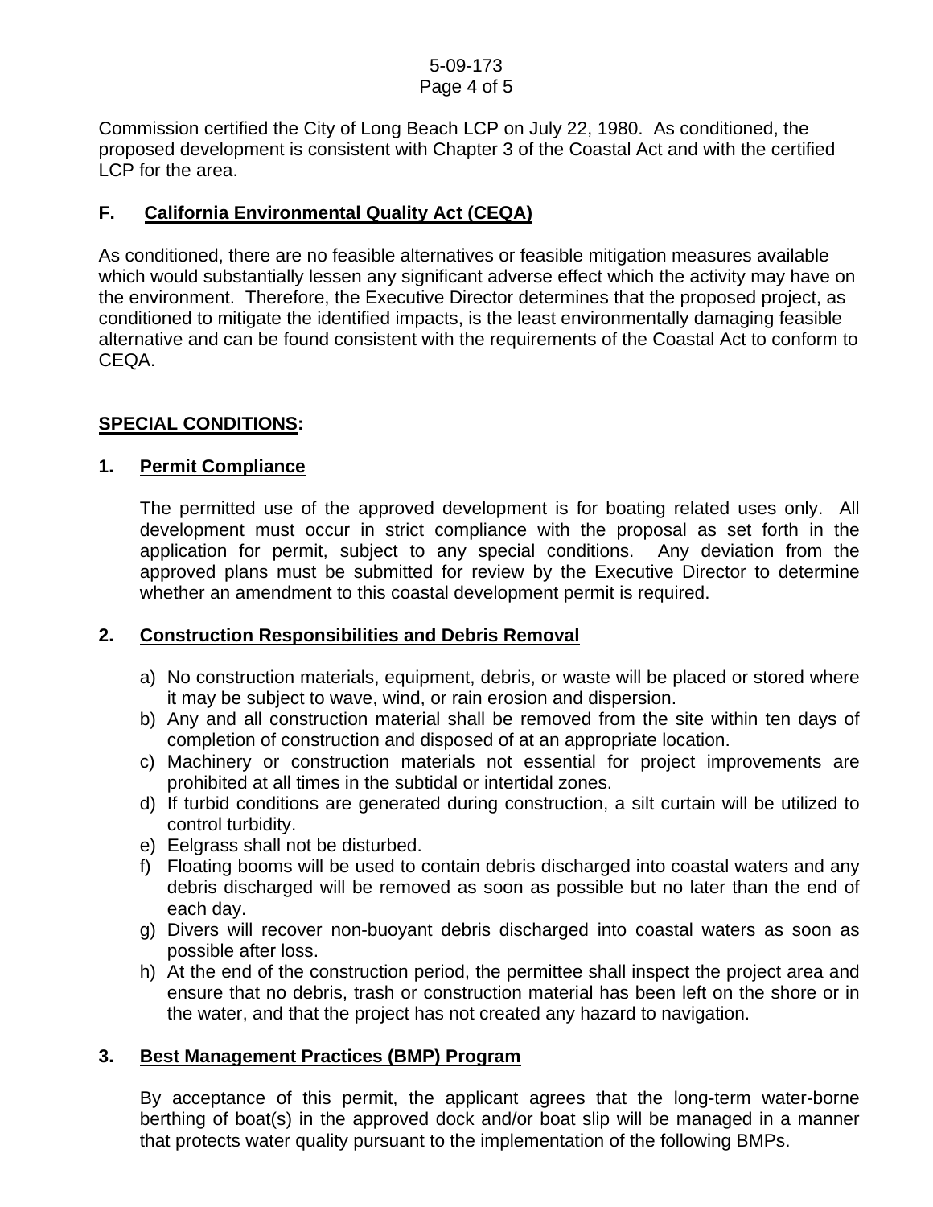Commission certified the City of Long Beach LCP on July 22, 1980. As conditioned, the proposed development is consistent with Chapter 3 of the Coastal Act and with the certified LCP for the area.

## F. California Environmental Quality Act (CEQA)

As conditioned, there are no feasible alternatives or feasible mitigation measures available which would substantially lessen any significant adverse effect which the activity may have on the environment. Therefore, the Executive Director determines that the proposed project, as conditioned to mitigate the identified impacts, is the least environmentally damaging feasible alternative and can be found consistent with the requirements of the Coastal Act to conform to CEQA.

## SPECIAL CONDITIONS:

### 1. Permit Compliance

The permitted use of the approved development is for boating related uses only. All development must occur in strict compliance with the proposal as set forth in the application for permit, subject to any special conditions. Any deviation from the approved plans must be submitted for review by the Executive Director to determine whether an amendment to this coastal development permit is required.

### 2. Construction Responsibilities and Debris Removal

a) No construction materials, equipment, debris, or waste will be placed or stored where it may be subject to wave, wind, or rain erosion and dispersion.
b) Any and all construction material shall be removed from the site within ten days of completion of construction and disposed of at an appropriate location.
c) Machinery or construction materials not essential for project improvements are prohibited at all times in the subtidal or intertidal zones.
d) If turbid conditions are generated during construction, a silt curtain will be utilized to control turbidity.
e) Eelgrass shall not be disturbed.
f) Floating booms will be used to contain debris discharged into coastal waters and any debris discharged will be removed as soon as possible but no later than the end of each day.
g) Divers will recover non-buoyant debris discharged into coastal waters as soon as possible after loss.
h) At the end of the construction period, the permittee shall inspect the project area and ensure that no debris, trash or construction material has been left on the shore or in the water, and that the project has not created any hazard to navigation.

### 3. Best Management Practices (BMP) Program

By acceptance of this permit, the applicant agrees that the long-term water-borne berthing of boat(s) in the approved dock and/or boat slip will be managed in a manner that protects water quality pursuant to the implementation of the following BMPs.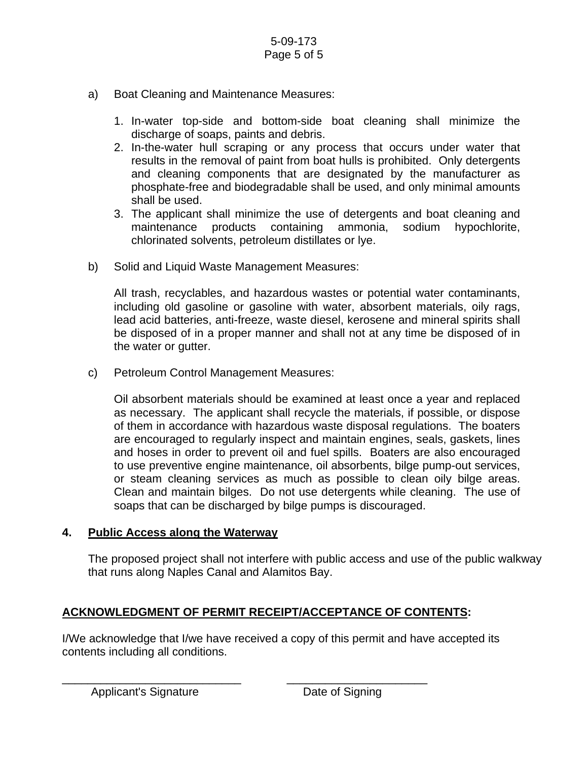a) Boat Cleaning and Maintenance Measures:

1. In-water top-side and bottom-side boat cleaning shall minimize the discharge of soaps, paints and debris.
2. In-the-water hull scraping or any process that occurs under water that results in the removal of paint from boat hulls is prohibited. Only detergents and cleaning components that are designated by the manufacturer as phosphate-free and biodegradable shall be used, and only minimal amounts shall be used.
3. The applicant shall minimize the use of detergents and boat cleaning and maintenance products containing ammonia, sodium hypochlorite, chlorinated solvents, petroleum distillates or lye.

b) Solid and Liquid Waste Management Measures:

All trash, recyclables, and hazardous wastes or potential water contaminants, including old gasoline or gasoline with water, absorbent materials, oily rags, lead acid batteries, anti-freeze, waste diesel, kerosene and mineral spirits shall be disposed of in a proper manner and shall not at any time be disposed of in the water or gutter.

c) Petroleum Control Management Measures:

Oil absorbent materials should be examined at least once a year and replaced as necessary. The applicant shall recycle the materials, if possible, or dispose of them in accordance with hazardous waste disposal regulations. The boaters are encouraged to regularly inspect and maintain engines, seals, gaskets, lines and hoses in order to prevent oil and fuel spills. Boaters are also encouraged to use preventive engine maintenance, oil absorbents, bilge pump-out services, or steam cleaning services as much as possible to clean oily bilge areas. Clean and maintain bilges. Do not use detergents while cleaning. The use of soaps that can be discharged by bilge pumps is discouraged.

**4. <u>Public Access along the Waterway</u>**

The proposed project shall not interfere with public access and use of the public walkway that runs along Naples Canal and Alamitos Bay.

**<u>ACKNOWLEDGMENT OF PERMIT RECEIPT/ACCEPTANCE OF CONTENTS</u>:**

I/We acknowledge that I/we have received a copy of this permit and have accepted its contents including all conditions.

\_\_\_\_\_\_\_\_\_\_\_\_\_\_\_\_\_\_\_\_\_\_\_\_\_\_\_\_ \_\_\_\_\_\_\_\_\_\_\_\_\_\_\_\_\_\_\_\_\_\_\_\_
Applicant's Signature Date of Signing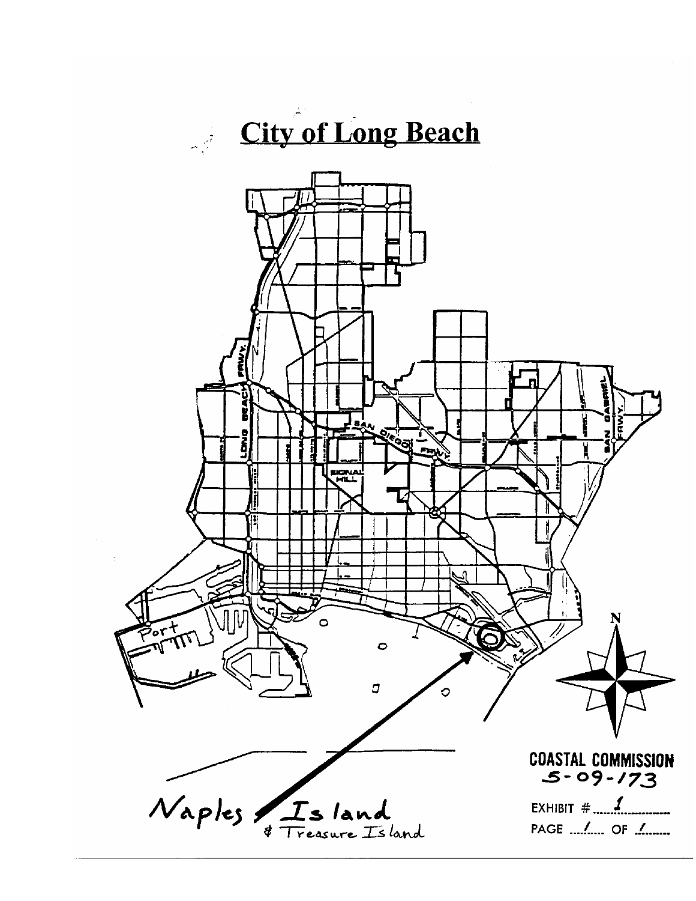# City of Long Beach

Naples Island & Treasure Island

COASTAL COMMISSION
5-09-173

EXHIBIT # 1

PAGE 1 OF 1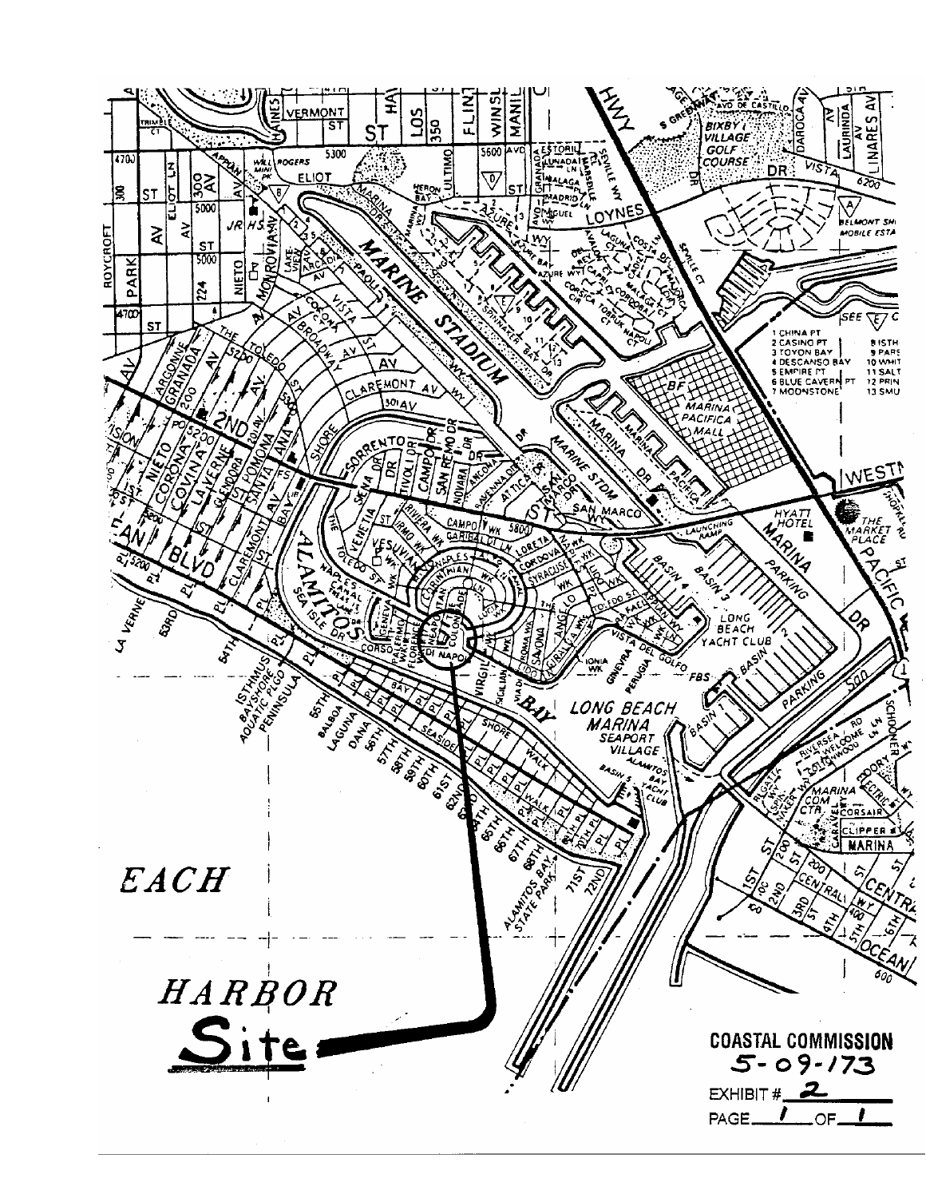**Site**

**COASTAL COMMISSION**

**5-09-173**

EXHIBIT # 2

PAGE 1 OF 1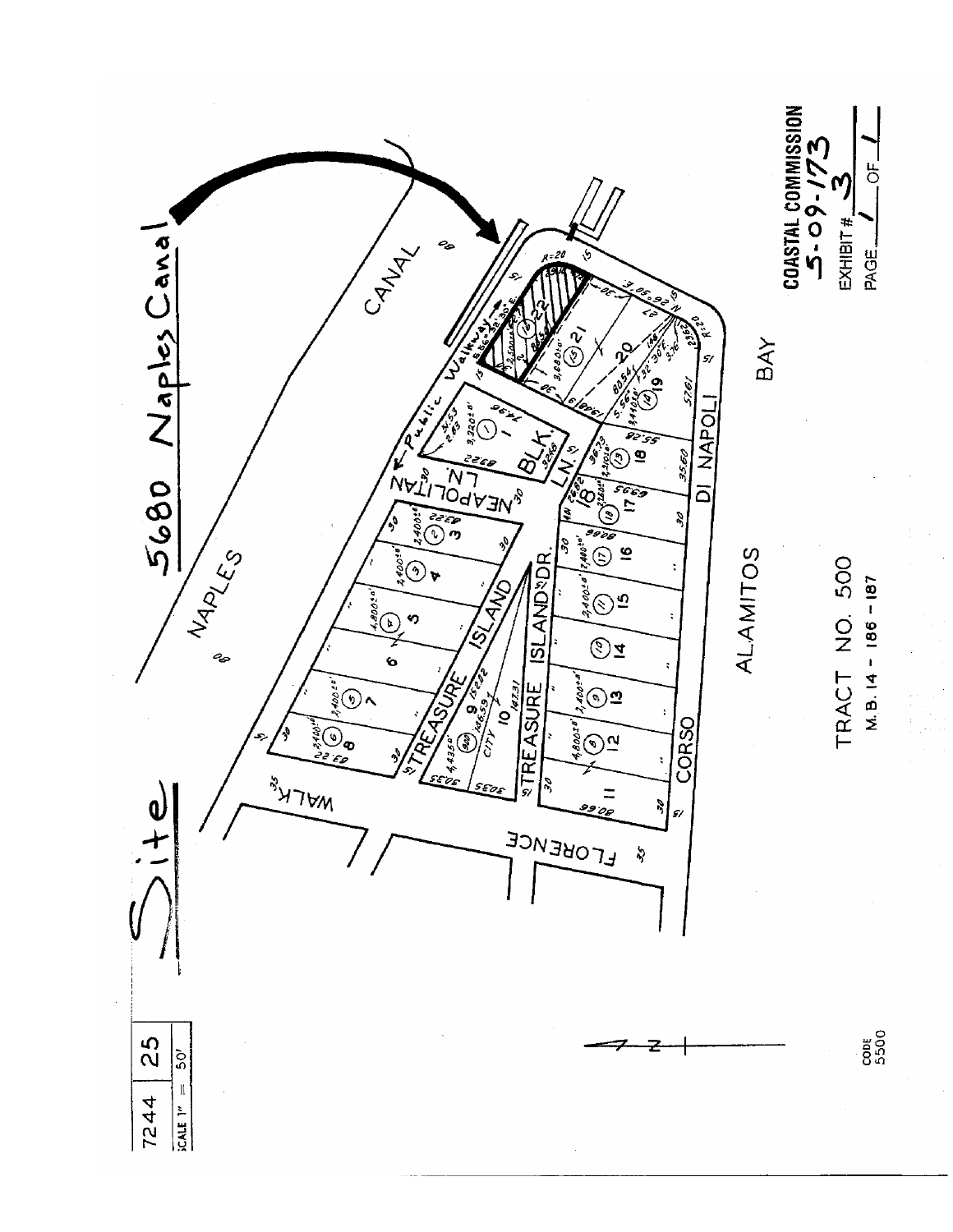# Site

## 5680 Naples Canal

NAPLES CANAL

Public Walkway

NAPOLITAN LN.

TREASURE ISLAND

TREASURE ISLAND DR.

CORSO DI NAPOLI

WALK

FLORENCE

BLK. 1

ALAMITOS BAY

TRACT NO. 500

M.B. 14 - 186 - 187

7244 | 25

SCALE 1" = 50'

CODE 5500

**COASTAL COMMISSION**

5-09-173

EXHIBIT # 3

PAGE 1 OF 1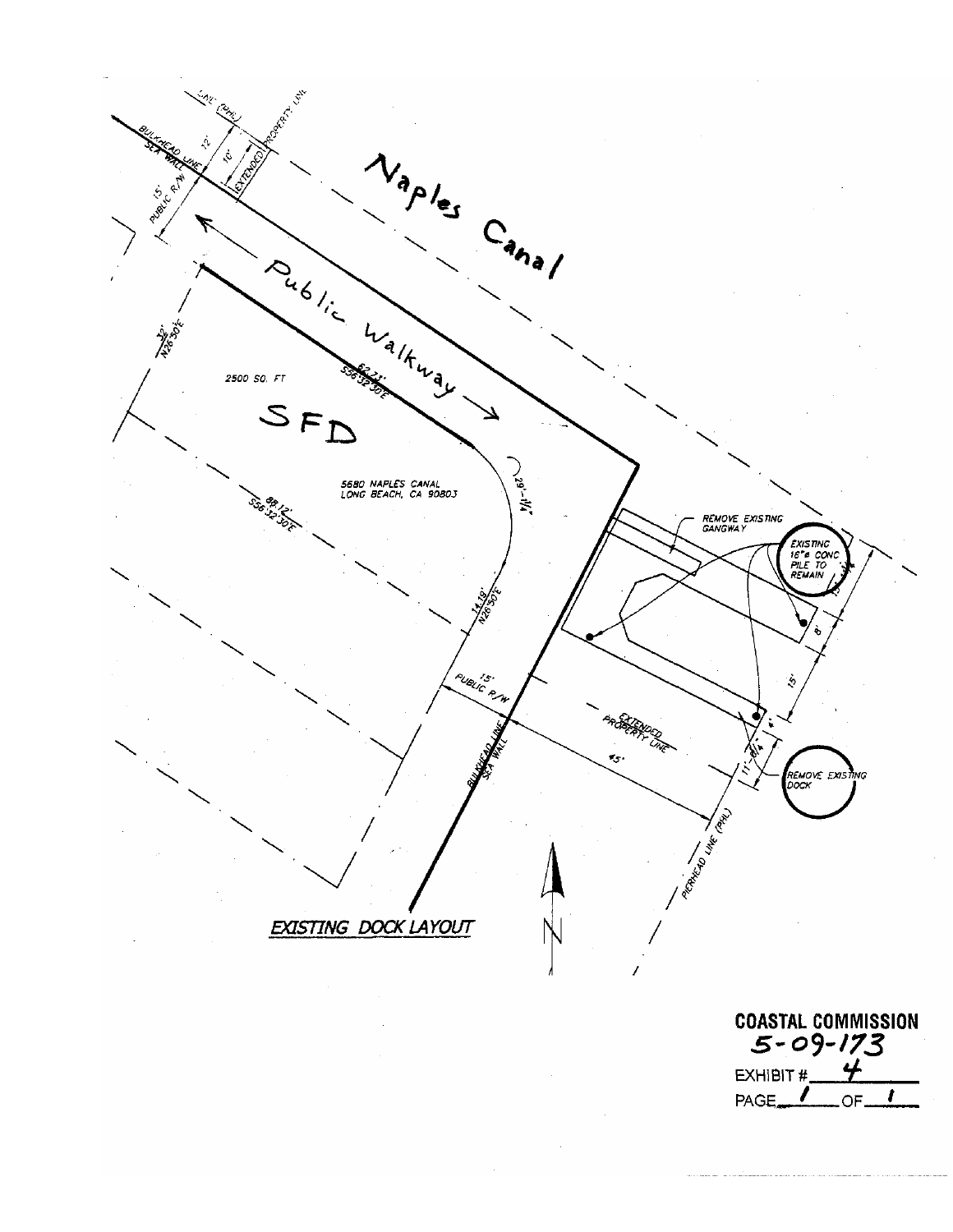Naples Canal

LINE (PHL)

PROPERTY LINE

BULKHEAD LINE SEA WALL

12'

10'

EXTENDED

15' PUBLIC R/W

Public Walkway

32' N26°50'E

62.73' S56°32'30"E

2500 SQ. FT

SFD

29'-1/4"

5680 NAPLES CANAL
LONG BEACH, CA 90803

88.12' S56°32'30"E

14.19' N26°50'E

REMOVE EXISTING GANGWAY

EXISTING 16"ø CONC. PILE TO REMAIN

8'

15'

4'

15' PUBLIC R/W

EXTENDED PROPERTY LINE

45'

11'-6 1/4"

REMOVE EXISTING DOCK

BULKHEAD LINE SEA WALL

PIERHEAD LINE (PHL)

N

EXISTING DOCK LAYOUT

**COASTAL COMMISSION**
5-09-173
EXHIBIT # 4
PAGE 1 OF 1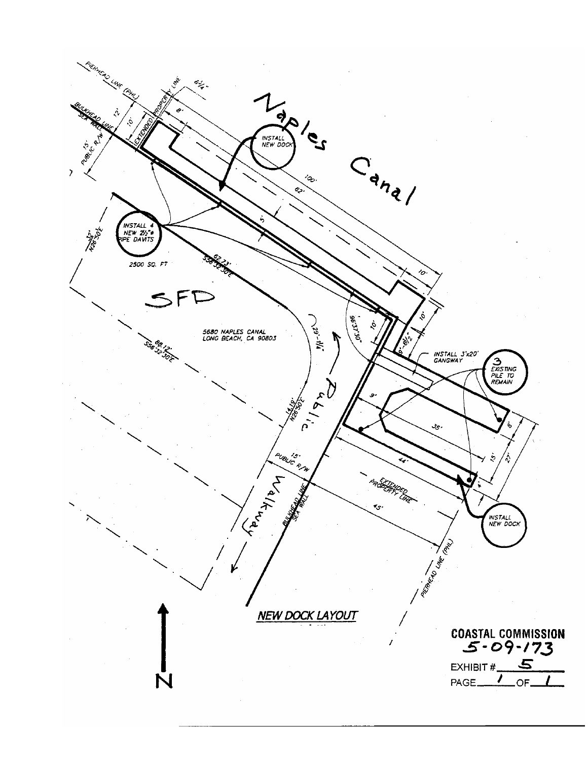Naples Canal

PIERHEAD LINE (PHL)

BULKHEAD LINE SEA WALL

15' PUBLIC R/W

EXTENDED PROPERTY LINE

6-1/4"

12'

10'

8'

INSTALL NEW DOCK

100'

82'

5'

10'

INSTALL 4 NEW 2-1/2"ø PIPE DAVITS

32' N26°50'E

2500 SQ. FT

62.73' S56°32'30"E

SFD

5680 NAPLES CANAL LONG BEACH, CA 90803

88.12' S56°32'30"E

29'-11/4"

96°37'30"

10'

9'-8-1/2"

10'

INSTALL 3'x20' GANGWAY

3 EXISTING PILE TO REMAIN

Public

14.19' N26°50'E

9'

35'

8'

27'

15'

44'

4'

15' PUBLIC R/W

Walkway

BULKHEAD LINE SEA WALL

EXTENDED PROPERTY LINE

45'

INSTALL NEW DOCK

PIERHEAD LINE (PHL)

NEW DOCK LAYOUT

N

COASTAL COMMISSION
5-09-173

EXHIBIT # 5

PAGE 1 OF 1